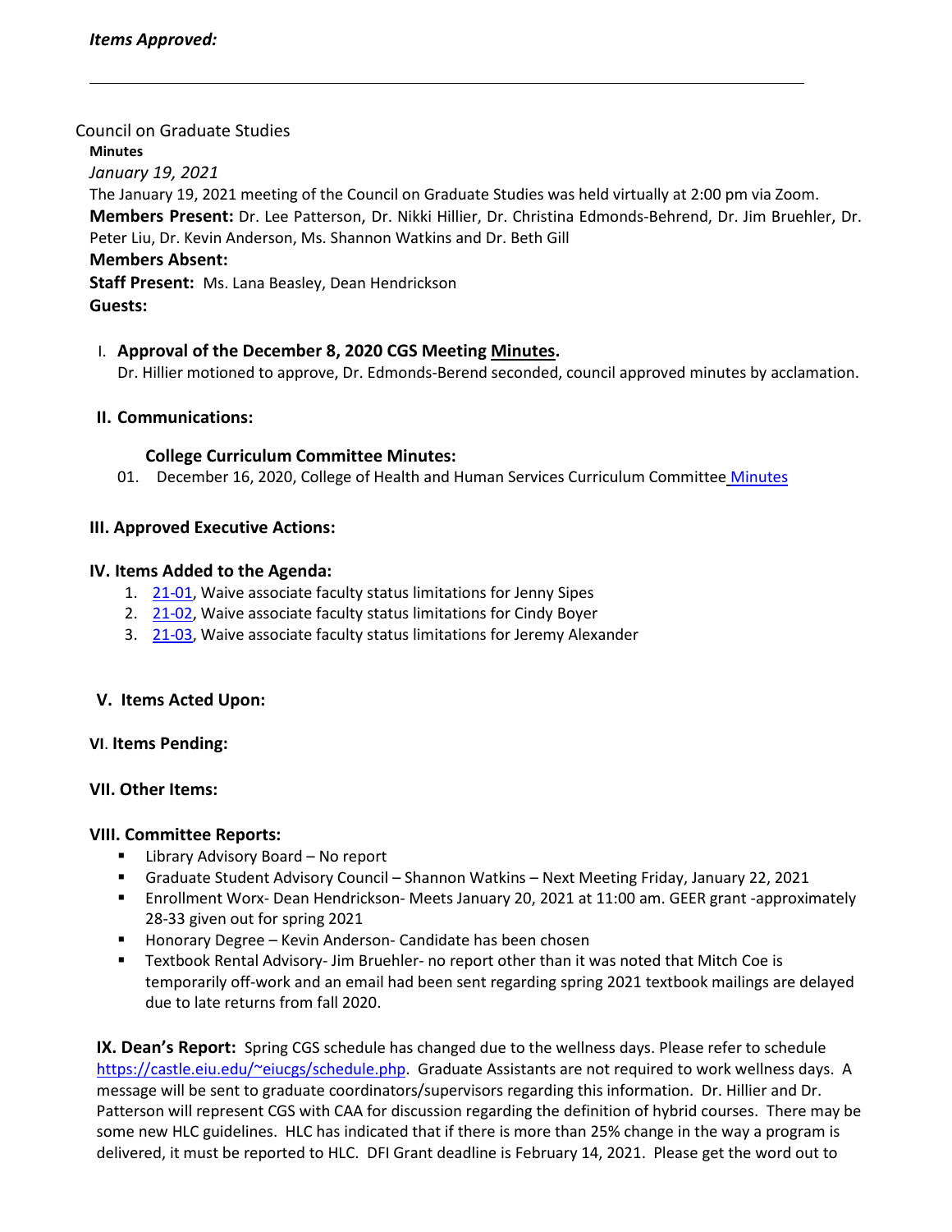*Items Approved:*

---

Council on Graduate Studies

**Minutes**

*January 19, 2021*

The January 19, 2021 meeting of the Council on Graduate Studies was held virtually at 2:00 pm via Zoom.

**Members Present:** Dr. Lee Patterson, Dr. Nikki Hillier, Dr. Christina Edmonds-Behrend, Dr. Jim Bruehler, Dr. Peter Liu, Dr. Kevin Anderson, Ms. Shannon Watkins and Dr. Beth Gill

**Members Absent:**

**Staff Present:** Ms. Lana Beasley, Dean Hendrickson

**Guests:**

I. **Approval of the December 8, 2020 CGS Meeting Minutes.**
Dr. Hillier motioned to approve, Dr. Edmonds-Berend seconded, council approved minutes by acclamation.

**II. Communications:**

**College Curriculum Committee Minutes:**

01. December 16, 2020, College of Health and Human Services Curriculum Committee Minutes

**III. Approved Executive Actions:**

**IV. Items Added to the Agenda:**

1. 21-01, Waive associate faculty status limitations for Jenny Sipes
2. 21-02, Waive associate faculty status limitations for Cindy Boyer
3. 21-03, Waive associate faculty status limitations for Jeremy Alexander

**V. Items Acted Upon:**

**VI. Items Pending:**

**VII. Other Items:**

**VIII. Committee Reports:**

- Library Advisory Board – No report
- Graduate Student Advisory Council – Shannon Watkins – Next Meeting Friday, January 22, 2021
- Enrollment Worx- Dean Hendrickson- Meets January 20, 2021 at 11:00 am. GEER grant -approximately 28-33 given out for spring 2021
- Honorary Degree – Kevin Anderson- Candidate has been chosen
- Textbook Rental Advisory- Jim Bruehler- no report other than it was noted that Mitch Coe is temporarily off-work and an email had been sent regarding spring 2021 textbook mailings are delayed due to late returns from fall 2020.

**IX. Dean's Report:** Spring CGS schedule has changed due to the wellness days. Please refer to schedule https://castle.eiu.edu/~eiucgs/schedule.php. Graduate Assistants are not required to work wellness days. A message will be sent to graduate coordinators/supervisors regarding this information. Dr. Hillier and Dr. Patterson will represent CGS with CAA for discussion regarding the definition of hybrid courses. There may be some new HLC guidelines. HLC has indicated that if there is more than 25% change in the way a program is delivered, it must be reported to HLC. DFI Grant deadline is February 14, 2021. Please get the word out to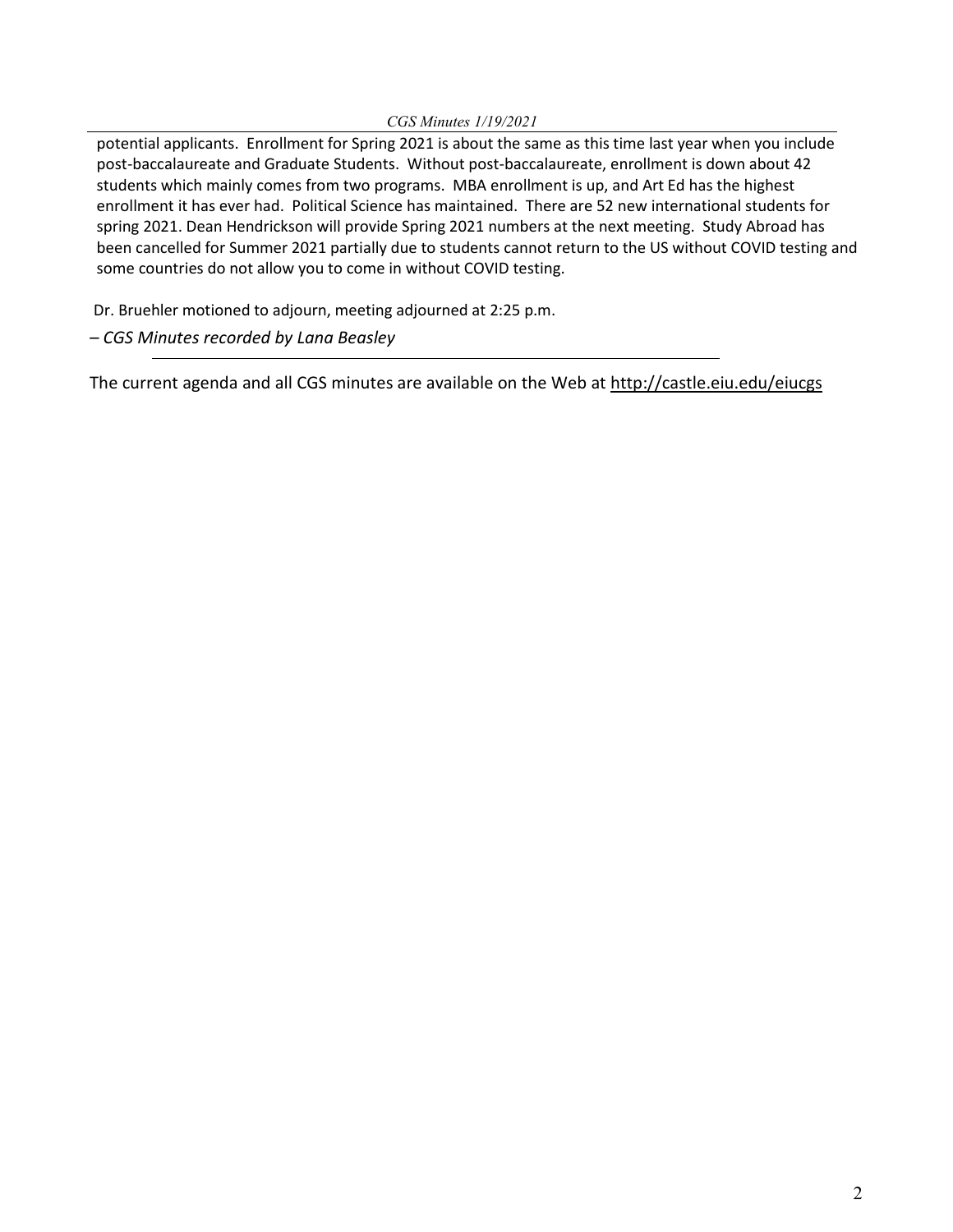potential applicants. Enrollment for Spring 2021 is about the same as this time last year when you include post-baccalaureate and Graduate Students. Without post-baccalaureate, enrollment is down about 42 students which mainly comes from two programs. MBA enrollment is up, and Art Ed has the highest enrollment it has ever had. Political Science has maintained. There are 52 new international students for spring 2021. Dean Hendrickson will provide Spring 2021 numbers at the next meeting. Study Abroad has been cancelled for Summer 2021 partially due to students cannot return to the US without COVID testing and some countries do not allow you to come in without COVID testing.

Dr. Bruehler motioned to adjourn, meeting adjourned at 2:25 p.m.

*– CGS Minutes recorded by Lana Beasley*

---

The current agenda and all CGS minutes are available on the Web at http://castle.eiu.edu/eiucgs